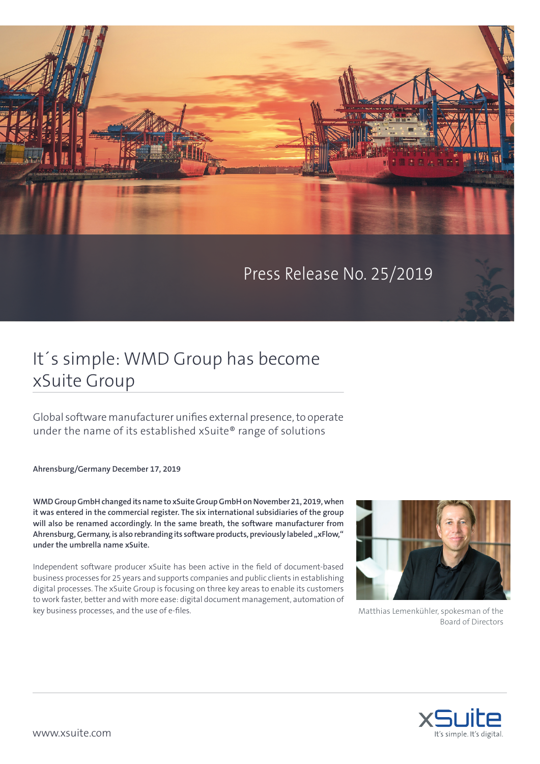Press Release No. 25/2019

# It´s simple: WMD Group has become xSuite Group

Global software manufacturer unifies external presence, to operate under the name of its established xSuite® range of solutions

**Ahrensburg/Germany December 17, 2019**

**WMD Group GmbH changed its name to xSuite Group GmbH on November 21, 2019, when it was entered in the commercial register. The six international subsidiaries of the group will also be renamed accordingly. In the same breath, the software manufacturer from Ahrensburg, Germany, is also rebranding its software products, previously labeled „xFlow," under the umbrella name xSuite.**

Independent software producer xSuite has been active in the field of document-based business processes for 25 years and supports companies and public clients in establishing digital processes. The xSuite Group is focusing on three key areas to enable its customers to work faster, better and with more ease: digital document management, automation of key business processes, and the use of e-files.

Matthias Lemenkühler, spokesman of the Board of Directors

www.xsuite.com

xSuite – It's simple. It's digital.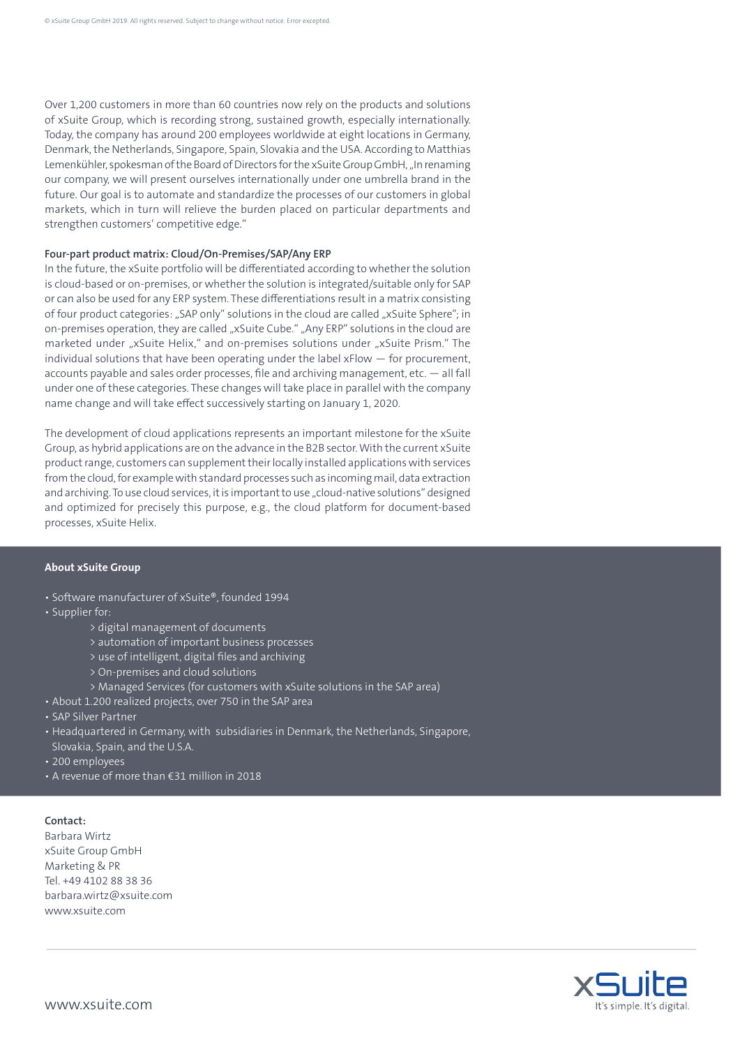Over 1,200 customers in more than 60 countries now rely on the products and solutions of xSuite Group, which is recording strong, sustained growth, especially internationally. Today, the company has around 200 employees worldwide at eight locations in Germany, Denmark, the Netherlands, Singapore, Spain, Slovakia and the USA. According to Matthias Lemenkühler, spokesman of the Board of Directors for the xSuite Group GmbH, „In renaming our company, we will present ourselves internationally under one umbrella brand in the future. Our goal is to automate and standardize the processes of our customers in global markets, which in turn will relieve the burden placed on particular departments and strengthen customers' competitive edge."

**Four-part product matrix: Cloud/On-Premises/SAP/Any ERP**

In the future, the xSuite portfolio will be differentiated according to whether the solution is cloud-based or on-premises, or whether the solution is integrated/suitable only for SAP or can also be used for any ERP system. These differentiations result in a matrix consisting of four product categories: „SAP only" solutions in the cloud are called „xSuite Sphere"; in on-premises operation, they are called „xSuite Cube." „Any ERP" solutions in the cloud are marketed under „xSuite Helix," and on-premises solutions under „xSuite Prism." The individual solutions that have been operating under the label xFlow — for procurement, accounts payable and sales order processes, file and archiving management, etc. — all fall under one of these categories. These changes will take place in parallel with the company name change and will take effect successively starting on January 1, 2020.

The development of cloud applications represents an important milestone for the xSuite Group, as hybrid applications are on the advance in the B2B sector. With the current xSuite product range, customers can supplement their locally installed applications with services from the cloud, for example with standard processes such as incoming mail, data extraction and archiving. To use cloud services, it is important to use „cloud-native solutions" designed and optimized for precisely this purpose, e.g., the cloud platform for document-based processes, xSuite Helix.

**About xSuite Group**

- Software manufacturer of xSuite®, founded 1994
- Supplier for:
  - > digital management of documents
  - > automation of important business processes
  - > use of intelligent, digital files and archiving
  - > On-premises and cloud solutions
  - > Managed Services (for customers with xSuite solutions in the SAP area)
- About 1.200 realized projects, over 750 in the SAP area
- SAP Silver Partner
- Headquartered in Germany, with subsidiaries in Denmark, the Netherlands, Singapore, Slovakia, Spain, and the U.S.A.
- 200 employees
- A revenue of more than €31 million in 2018

**Contact:**
Barbara Wirtz
xSuite Group GmbH
Marketing & PR
Tel. +49 4102 88 38 36
barbara.wirtz@xsuite.com
www.xsuite.com